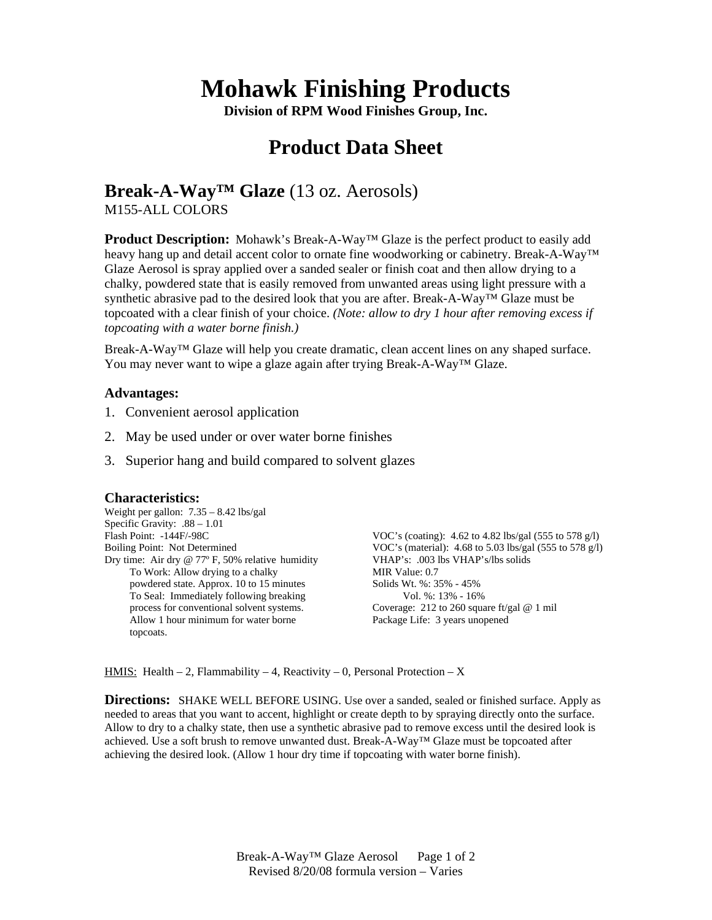# Mohawk Finishing Products

**Division of RPM Wood Finishes Group, Inc.**

## Product Data Sheet

## Break-A-Way™ Glaze (13 oz. Aerosols)

M155-ALL COLORS

**Product Description:** Mohawk's Break-A-Way™ Glaze is the perfect product to easily add heavy hang up and detail accent color to ornate fine woodworking or cabinetry. Break-A-Way™ Glaze Aerosol is spray applied over a sanded sealer or finish coat and then allow drying to a chalky, powdered state that is easily removed from unwanted areas using light pressure with a synthetic abrasive pad to the desired look that you are after. Break-A-Way™ Glaze must be topcoated with a clear finish of your choice. *(Note: allow to dry 1 hour after removing excess if topcoating with a water borne finish.)*

Break-A-Way™ Glaze will help you create dramatic, clean accent lines on any shaped surface. You may never want to wipe a glaze again after trying Break-A-Way™ Glaze.

### Advantages:

1. Convenient aerosol application
2. May be used under or over water borne finishes
3. Superior hang and build compared to solvent glazes

### Characteristics:

Weight per gallon: 7.35 – 8.42 lbs/gal
Specific Gravity: .88 – 1.01
Flash Point: -144F/-98C
Boiling Point: Not Determined
Dry time: Air dry @ 77º F, 50% relative humidity
 To Work: Allow drying to a chalky powdered state. Approx. 10 to 15 minutes
 To Seal: Immediately following breaking process for conventional solvent systems. Allow 1 hour minimum for water borne topcoats.

VOC's (coating): 4.62 to 4.82 lbs/gal (555 to 578 g/l)
VOC's (material): 4.68 to 5.03 lbs/gal (555 to 578 g/l)
VHAP's: .003 lbs VHAP's/lbs solids
MIR Value: 0.7
Solids Wt. %: 35% - 45%
 Vol. %: 13% - 16%
Coverage: 212 to 260 square ft/gal @ 1 mil
Package Life: 3 years unopened

HMIS: Health – 2, Flammability – 4, Reactivity – 0, Personal Protection – X

**Directions:** SHAKE WELL BEFORE USING. Use over a sanded, sealed or finished surface. Apply as needed to areas that you want to accent, highlight or create depth to by spraying directly onto the surface. Allow to dry to a chalky state, then use a synthetic abrasive pad to remove excess until the desired look is achieved. Use a soft brush to remove unwanted dust. Break-A-Way™ Glaze must be topcoated after achieving the desired look. (Allow 1 hour dry time if topcoating with water borne finish).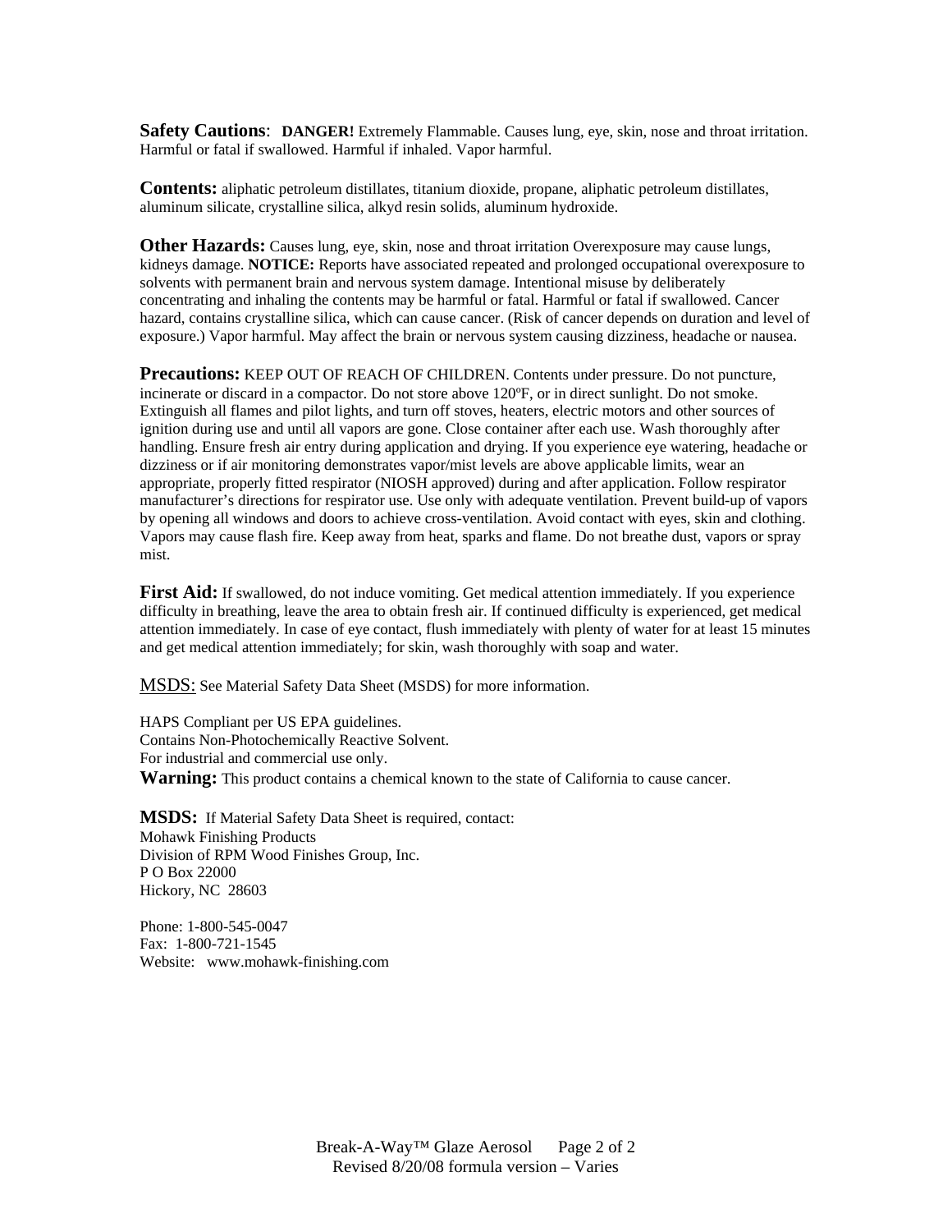**Safety Cautions**: **DANGER!** Extremely Flammable. Causes lung, eye, skin, nose and throat irritation. Harmful or fatal if swallowed. Harmful if inhaled. Vapor harmful.

**Contents:** aliphatic petroleum distillates, titanium dioxide, propane, aliphatic petroleum distillates, aluminum silicate, crystalline silica, alkyd resin solids, aluminum hydroxide.

**Other Hazards:** Causes lung, eye, skin, nose and throat irritation Overexposure may cause lungs, kidneys damage. **NOTICE:** Reports have associated repeated and prolonged occupational overexposure to solvents with permanent brain and nervous system damage. Intentional misuse by deliberately concentrating and inhaling the contents may be harmful or fatal. Harmful or fatal if swallowed. Cancer hazard, contains crystalline silica, which can cause cancer. (Risk of cancer depends on duration and level of exposure.) Vapor harmful. May affect the brain or nervous system causing dizziness, headache or nausea.

**Precautions:** KEEP OUT OF REACH OF CHILDREN. Contents under pressure. Do not puncture, incinerate or discard in a compactor. Do not store above 120ºF, or in direct sunlight. Do not smoke. Extinguish all flames and pilot lights, and turn off stoves, heaters, electric motors and other sources of ignition during use and until all vapors are gone. Close container after each use. Wash thoroughly after handling. Ensure fresh air entry during application and drying. If you experience eye watering, headache or dizziness or if air monitoring demonstrates vapor/mist levels are above applicable limits, wear an appropriate, properly fitted respirator (NIOSH approved) during and after application. Follow respirator manufacturer's directions for respirator use. Use only with adequate ventilation. Prevent build-up of vapors by opening all windows and doors to achieve cross-ventilation. Avoid contact with eyes, skin and clothing. Vapors may cause flash fire. Keep away from heat, sparks and flame. Do not breathe dust, vapors or spray mist.

**First Aid:** If swallowed, do not induce vomiting. Get medical attention immediately. If you experience difficulty in breathing, leave the area to obtain fresh air. If continued difficulty is experienced, get medical attention immediately. In case of eye contact, flush immediately with plenty of water for at least 15 minutes and get medical attention immediately; for skin, wash thoroughly with soap and water.

MSDS: See Material Safety Data Sheet (MSDS) for more information.

HAPS Compliant per US EPA guidelines.
Contains Non-Photochemically Reactive Solvent.
For industrial and commercial use only.
**Warning:** This product contains a chemical known to the state of California to cause cancer.

**MSDS:** If Material Safety Data Sheet is required, contact:
Mohawk Finishing Products
Division of RPM Wood Finishes Group, Inc.
P O Box 22000
Hickory, NC 28603

Phone: 1-800-545-0047
Fax: 1-800-721-1545
Website: www.mohawk-finishing.com

Break-A-Way™ Glaze Aerosol
Revised 8/20/08 formula version – Varies